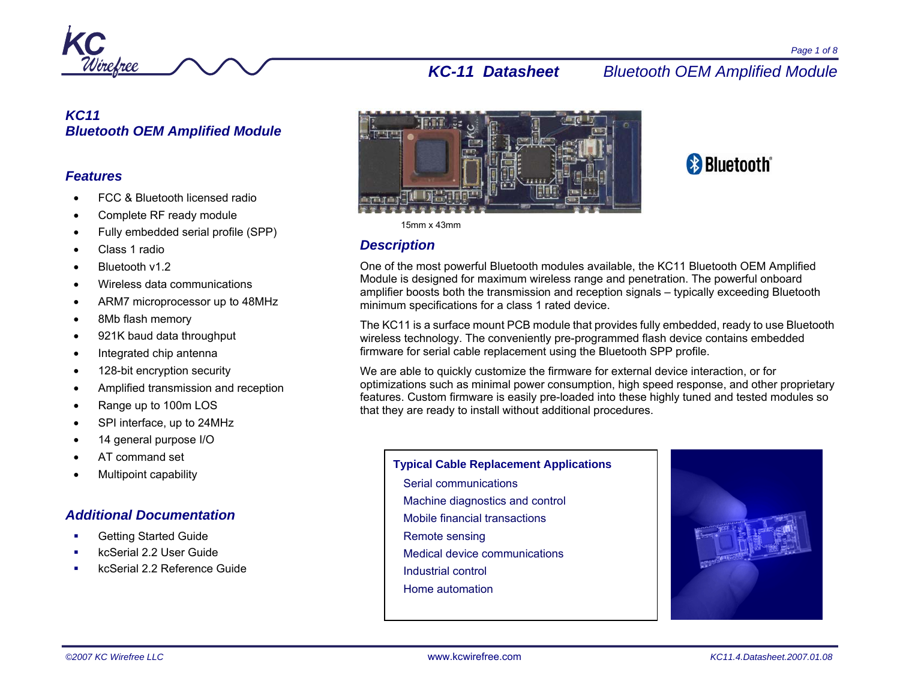# KC11
# Bluetooth OEM Amplified Module

## Features

- FCC & Bluetooth licensed radio
- Complete RF ready module
- Fully embedded serial profile (SPP)
- Class 1 radio
- Bluetooth v1.2
- Wireless data communications
- ARM7 microprocessor up to 48MHz
- 8Mb flash memory
- 921K baud data throughput
- Integrated chip antenna
- 128-bit encryption security
- Amplified transmission and reception
- Range up to 100m LOS
- SPI interface, up to 24MHz
- 14 general purpose I/O
- AT command set
- Multipoint capability

## Additional Documentation

- Getting Started Guide
- kcSerial 2.2 User Guide
- kcSerial 2.2 Reference Guide

15mm x 43mm

## Description

One of the most powerful Bluetooth modules available, the KC11 Bluetooth OEM Amplified Module is designed for maximum wireless range and penetration. The powerful onboard amplifier boosts both the transmission and reception signals – typically exceeding Bluetooth minimum specifications for a class 1 rated device.

The KC11 is a surface mount PCB module that provides fully embedded, ready to use Bluetooth wireless technology. The conveniently pre-programmed flash device contains embedded firmware for serial cable replacement using the Bluetooth SPP profile.

We are able to quickly customize the firmware for external device interaction, or for optimizations such as minimal power consumption, high speed response, and other proprietary features. Custom firmware is easily pre-loaded into these highly tuned and tested modules so that they are ready to install without additional procedures.

**Typical Cable Replacement Applications**

- Serial communications
- Machine diagnostics and control
- Mobile financial transactions
- Remote sensing
- Medical device communications
- Industrial control
- Home automation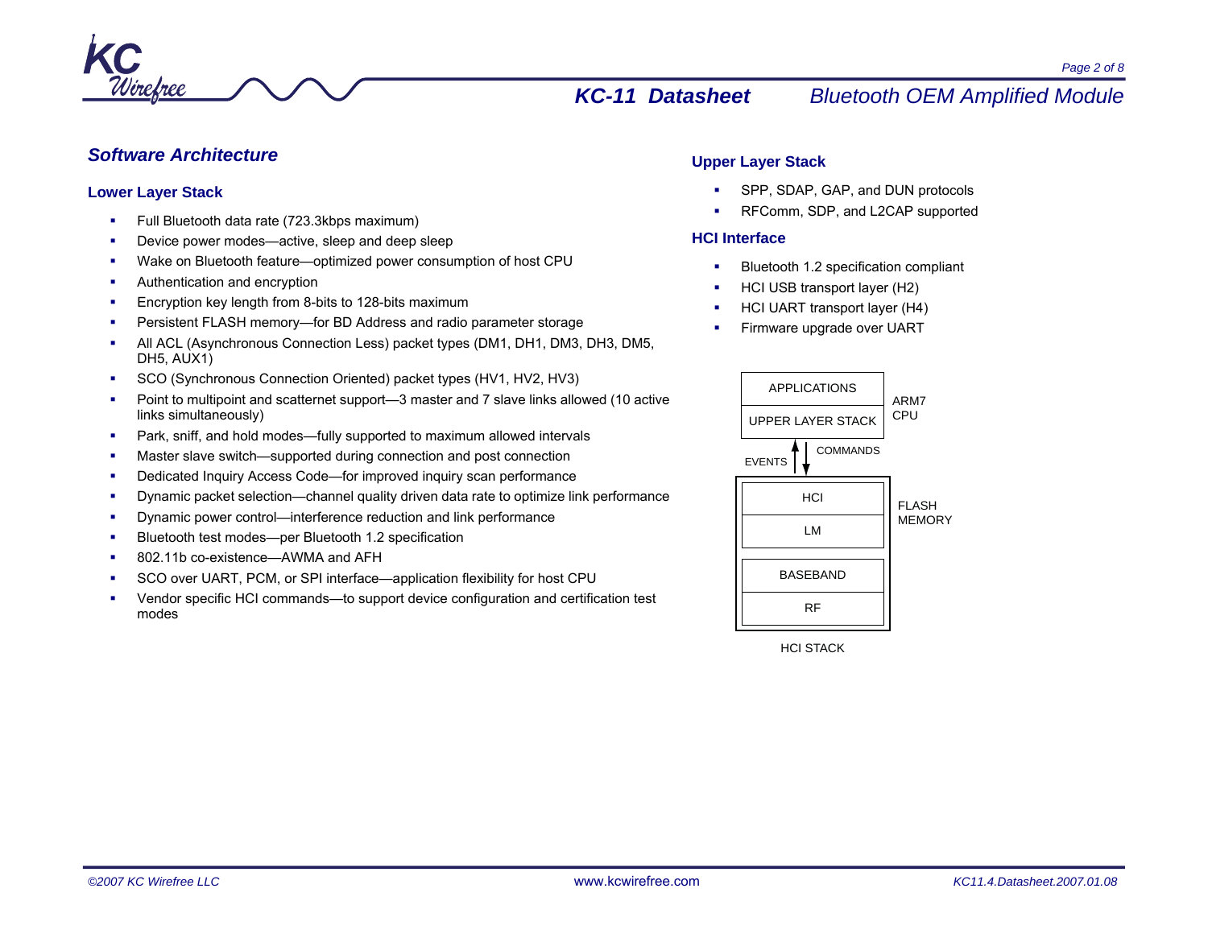## Software Architecture

### Lower Layer Stack

- Full Bluetooth data rate (723.3kbps maximum)
- Device power modes—active, sleep and deep sleep
- Wake on Bluetooth feature—optimized power consumption of host CPU
- Authentication and encryption
- Encryption key length from 8-bits to 128-bits maximum
- Persistent FLASH memory—for BD Address and radio parameter storage
- All ACL (Asynchronous Connection Less) packet types (DM1, DH1, DM3, DH3, DM5, DH5, AUX1)
- SCO (Synchronous Connection Oriented) packet types (HV1, HV2, HV3)
- Point to multipoint and scatternet support—3 master and 7 slave links allowed (10 active links simultaneously)
- Park, sniff, and hold modes—fully supported to maximum allowed intervals
- Master slave switch—supported during connection and post connection
- Dedicated Inquiry Access Code—for improved inquiry scan performance
- Dynamic packet selection—channel quality driven data rate to optimize link performance
- Dynamic power control—interference reduction and link performance
- Bluetooth test modes—per Bluetooth 1.2 specification
- 802.11b co-existence—AWMA and AFH
- SCO over UART, PCM, or SPI interface—application flexibility for host CPU
- Vendor specific HCI commands—to support device configuration and certification test modes

### Upper Layer Stack

- SPP, SDAP, GAP, and DUN protocols
- RFComm, SDP, and L2CAP supported

### HCI Interface

- Bluetooth 1.2 specification compliant
- HCI USB transport layer (H2)
- HCI UART transport layer (H4)
- Firmware upgrade over UART

APPLICATIONS
UPPER LAYER STACK
ARM7 CPU

EVENTS ↑ ↓ COMMANDS

HCI
LM
BASEBAND
RF
FLASH MEMORY

HCI STACK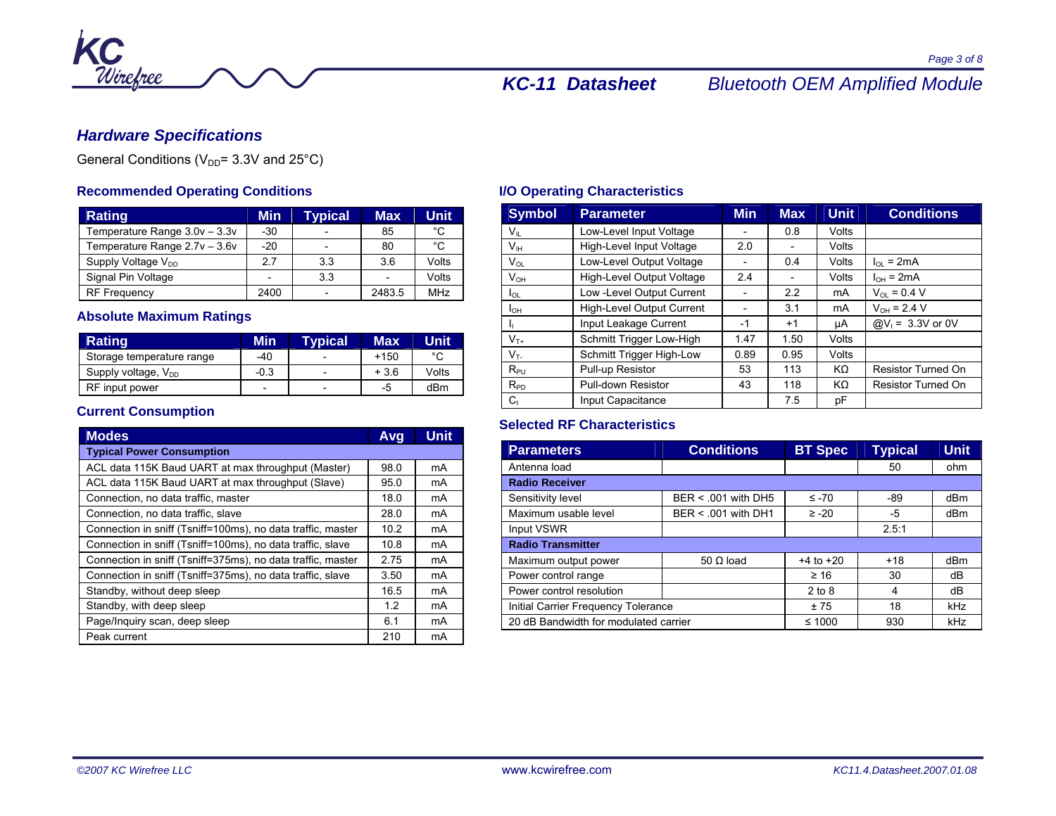## Hardware Specifications

General Conditions ($V_{DD}$= 3.3V and 25°C)

### Recommended Operating Conditions

| Rating | Min | Typical | Max | Unit |
|---|---|---|---|---|
| Temperature Range 3.0v – 3.3v | -30 | - | 85 | °C |
| Temperature Range 2.7v – 3.6v | -20 | - | 80 | °C |
| Supply Voltage $V_{DD}$ | 2.7 | 3.3 | 3.6 | Volts |
| Signal Pin Voltage | - | 3.3 | - | Volts |
| RF Frequency | 2400 | - | 2483.5 | MHz |

### Absolute Maximum Ratings

| Rating | Min | Typical | Max | Unit |
|---|---|---|---|---|
| Storage temperature range | -40 | - | +150 | °C |
| Supply voltage, $V_{DD}$ | -0.3 | - | + 3.6 | Volts |
| RF input power | - | - | -5 | dBm |

### Current Consumption

| Modes | Avg | Unit |
|---|---|---|
| **Typical Power Consumption** | | |
| ACL data 115K Baud UART at max throughput (Master) | 98.0 | mA |
| ACL data 115K Baud UART at max throughput (Slave) | 95.0 | mA |
| Connection, no data traffic, master | 18.0 | mA |
| Connection, no data traffic, slave | 28.0 | mA |
| Connection in sniff (Tsniff=100ms), no data traffic, master | 10.2 | mA |
| Connection in sniff (Tsniff=100ms), no data traffic, slave | 10.8 | mA |
| Connection in sniff (Tsniff=375ms), no data traffic, master | 2.75 | mA |
| Connection in sniff (Tsniff=375ms), no data traffic, slave | 3.50 | mA |
| Standby, without deep sleep | 16.5 | mA |
| Standby, with deep sleep | 1.2 | mA |
| Page/Inquiry scan, deep sleep | 6.1 | mA |
| Peak current | 210 | mA |

### I/O Operating Characteristics

| Symbol | Parameter | Min | Max | Unit | Conditions |
|---|---|---|---|---|---|
| $V_{IL}$ | Low-Level Input Voltage | - | 0.8 | Volts | |
| $V_{IH}$ | High-Level Input Voltage | 2.0 | - | Volts | |
| $V_{OL}$ | Low-Level Output Voltage | - | 0.4 | Volts | $I_{OL}$ = 2mA |
| $V_{OH}$ | High-Level Output Voltage | 2.4 | - | Volts | $I_{OH}$ = 2mA |
| $I_{OL}$ | Low -Level Output Current | - | 2.2 | mA | $V_{OL}$ = 0.4 V |
| $I_{OH}$ | High-Level Output Current | - | 3.1 | mA | $V_{OH}$ = 2.4 V |
| $I_I$ | Input Leakage Current | -1 | +1 | µA | @$V_I$ = 3.3V or 0V |
| $V_{T+}$ | Schmitt Trigger Low-High | 1.47 | 1.50 | Volts | |
| $V_{T-}$ | Schmitt Trigger High-Low | 0.89 | 0.95 | Volts | |
| $R_{PU}$ | Pull-up Resistor | 53 | 113 | KΩ | Resistor Turned On |
| $R_{PD}$ | Pull-down Resistor | 43 | 118 | KΩ | Resistor Turned On |
| $C_I$ | Input Capacitance | | 7.5 | pF | |

### Selected RF Characteristics

| Parameters | Conditions | BT Spec | Typical | Unit |
|---|---|---|---|---|
| Antenna load | | | 50 | ohm |
| **Radio Receiver** | | | | |
| Sensitivity level | BER < .001 with DH5 | ≤ -70 | -89 | dBm |
| Maximum usable level | BER < .001 with DH1 | ≥ -20 | -5 | dBm |
| Input VSWR | | | 2.5:1 | |
| **Radio Transmitter** | | | | |
| Maximum output power | 50 Ω load | +4 to +20 | +18 | dBm |
| Power control range | | ≥ 16 | 30 | dB |
| Power control resolution | | 2 to 8 | 4 | dB |
| Initial Carrier Frequency Tolerance | | ± 75 | 18 | kHz |
| 20 dB Bandwidth for modulated carrier | | ≤ 1000 | 930 | kHz |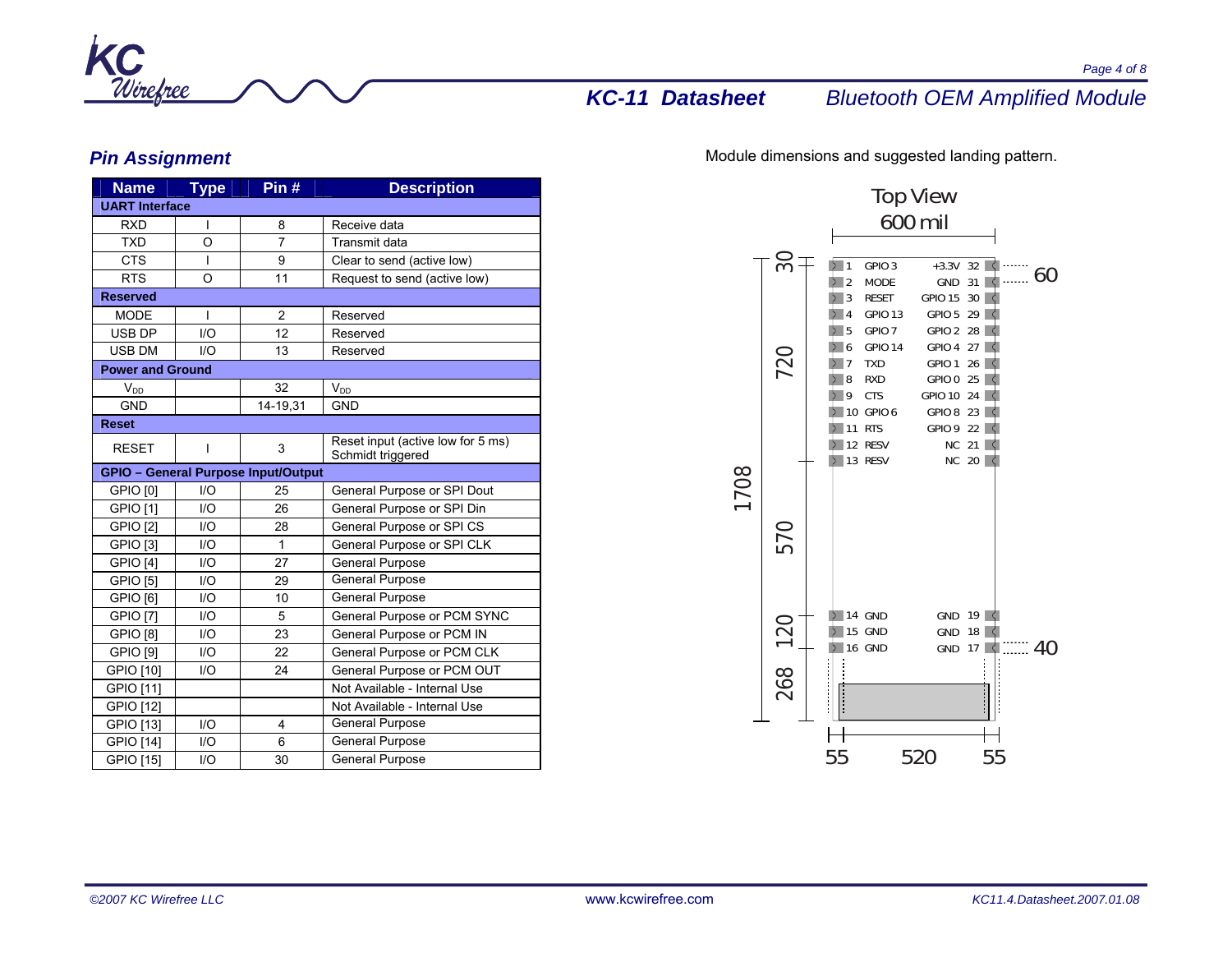## Pin Assignment

| Name | Type | Pin # | Description |
|---|---|---|---|
| **UART Interface** | | | |
| RXD | I | 8 | Receive data |
| TXD | O | 7 | Transmit data |
| CTS | I | 9 | Clear to send (active low) |
| RTS | O | 11 | Request to send (active low) |
| **Reserved** | | | |
| MODE | I | 2 | Reserved |
| USB DP | I/O | 12 | Reserved |
| USB DM | I/O | 13 | Reserved |
| **Power and Ground** | | | |
| $V_{DD}$ | | 32 | $V_{DD}$ |
| GND | | 14-19,31 | GND |
| **Reset** | | | |
| RESET | I | 3 | Reset input (active low for 5 ms) Schmidt triggered |
| **GPIO – General Purpose Input/Output** | | | |
| GPIO [0] | I/O | 25 | General Purpose or SPI Dout |
| GPIO [1] | I/O | 26 | General Purpose or SPI Din |
| GPIO [2] | I/O | 28 | General Purpose or SPI CS |
| GPIO [3] | I/O | 1 | General Purpose or SPI CLK |
| GPIO [4] | I/O | 27 | General Purpose |
| GPIO [5] | I/O | 29 | General Purpose |
| GPIO [6] | I/O | 10 | General Purpose |
| GPIO [7] | I/O | 5 | General Purpose or PCM SYNC |
| GPIO [8] | I/O | 23 | General Purpose or PCM IN |
| GPIO [9] | I/O | 22 | General Purpose or PCM CLK |
| GPIO [10] | I/O | 24 | General Purpose or PCM OUT |
| GPIO [11] | | | Not Available - Internal Use |
| GPIO [12] | | | Not Available - Internal Use |
| GPIO [13] | I/O | 4 | General Purpose |
| GPIO [14] | I/O | 6 | General Purpose |
| GPIO [15] | I/O | 30 | General Purpose |

Module dimensions and suggested landing pattern.

Top View
600 mil

| Pin | Signal | Signal | Pin |
|---|---|---|---|
| 1 | GPIO 3 | +3.3V | 32 |
| 2 | MODE | GND | 31 |
| 3 | RESET | GPIO 15 | 30 |
| 4 | GPIO 13 | GPIO 5 | 29 |
| 5 | GPIO 7 | GPIO 2 | 28 |
| 6 | GPIO 14 | GPIO 4 | 27 |
| 7 | TXD | GPIO 1 | 26 |
| 8 | RXD | GPIO 0 | 25 |
| 9 | CTS | GPIO 10 | 24 |
| 10 | GPIO 6 | GPIO 8 | 23 |
| 11 | RTS | GPIO 9 | 22 |
| 12 | RESV | NC | 21 |
| 13 | RESV | NC | 20 |
| 14 | GND | GND | 19 |
| 15 | GND | GND | 18 |
| 16 | GND | GND | 17 |

Dimensions (mil): 1708 overall length; 30, 720, 570, 120, 268; pad pitch 60 (top), 40 (bottom); width 55, 520, 55.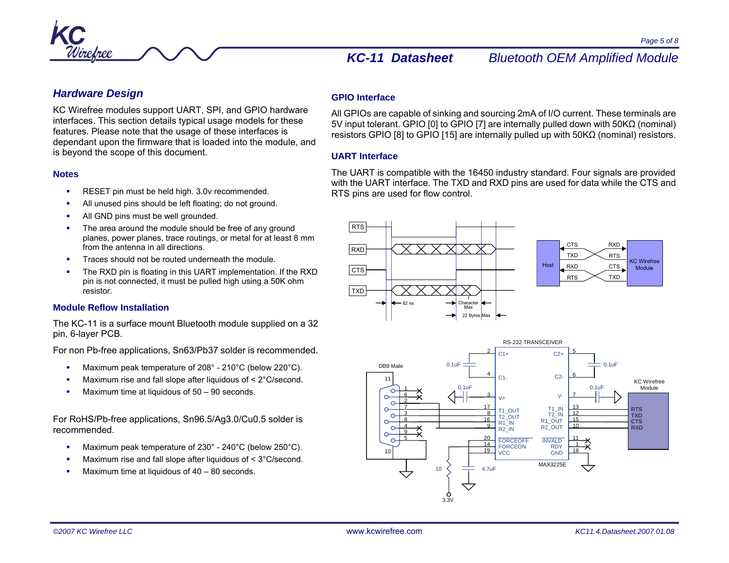## Hardware Design

KC Wirefree modules support UART, SPI, and GPIO hardware interfaces. This section details typical usage models for these features. Please note that the usage of these interfaces is dependant upon the firmware that is loaded into the module, and is beyond the scope of this document.

### Notes

- RESET pin must be held high. 3.0v recommended.
- All unused pins should be left floating; do not ground.
- All GND pins must be well grounded.
- The area around the module should be free of any ground planes, power planes, trace routings, or metal for at least 8 mm from the antenna in all directions.
- Traces should not be routed underneath the module.
- The RXD pin is floating in this UART implementation. If the RXD pin is not connected, it must be pulled high using a 50K ohm resistor.

### Module Reflow Installation

The KC-11 is a surface mount Bluetooth module supplied on a 32 pin, 6-layer PCB.

For non Pb-free applications, Sn63/Pb37 solder is recommended.

- Maximum peak temperature of 208° - 210°C (below 220°C).
- Maximum rise and fall slope after liquidous of < 2°C/second.
- Maximum time at liquidous of 50 – 90 seconds.

For RoHS/Pb-free applications, Sn96.5/Ag3.0/Cu0.5 solder is recommended.

- Maximum peak temperature of 230° - 240°C (below 250°C).
- Maximum rise and fall slope after liquidous of < 3°C/second.
- Maximum time at liquidous of 40 – 80 seconds.

### GPIO Interface

All GPIOs are capable of sinking and sourcing 2mA of I/O current. These terminals are 5V input tolerant. GPIO [0] to GPIO [7] are internally pulled down with 50KΩ (nominal) resistors GPIO [8] to GPIO [15] are internally pulled up with 50KΩ (nominal) resistors.

### UART Interface

The UART is compatible with the 16450 industry standard. Four signals are provided with the UART interface. The TXD and RXD pins are used for data while the CTS and RTS pins are used for flow control.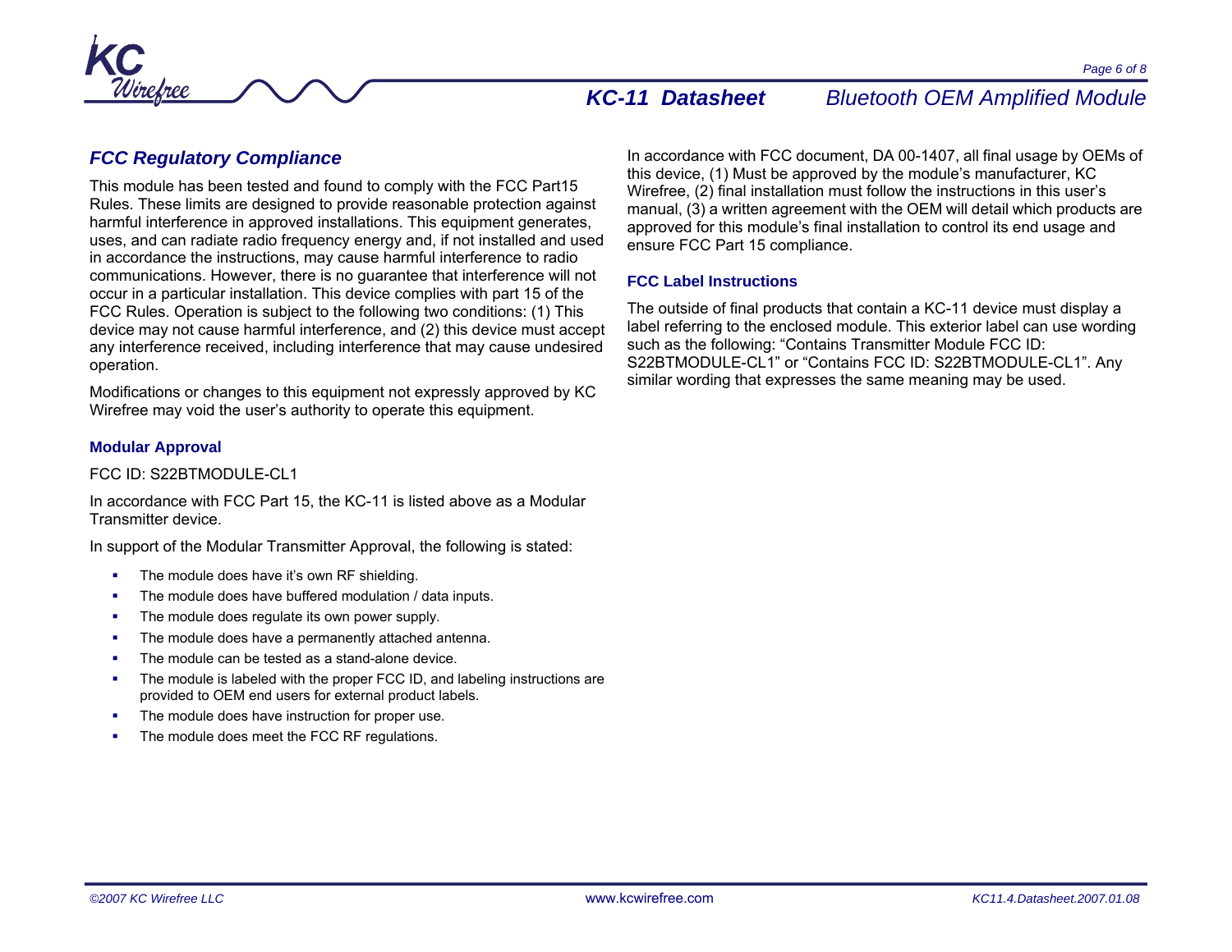## FCC Regulatory Compliance

This module has been tested and found to comply with the FCC Part15 Rules. These limits are designed to provide reasonable protection against harmful interference in approved installations. This equipment generates, uses, and can radiate radio frequency energy and, if not installed and used in accordance the instructions, may cause harmful interference to radio communications. However, there is no guarantee that interference will not occur in a particular installation. This device complies with part 15 of the FCC Rules. Operation is subject to the following two conditions: (1) This device may not cause harmful interference, and (2) this device must accept any interference received, including interference that may cause undesired operation.

Modifications or changes to this equipment not expressly approved by KC Wirefree may void the user's authority to operate this equipment.

### Modular Approval

FCC ID: S22BTMODULE-CL1

In accordance with FCC Part 15, the KC-11 is listed above as a Modular Transmitter device.

In support of the Modular Transmitter Approval, the following is stated:

- The module does have it's own RF shielding.
- The module does have buffered modulation / data inputs.
- The module does regulate its own power supply.
- The module does have a permanently attached antenna.
- The module can be tested as a stand-alone device.
- The module is labeled with the proper FCC ID, and labeling instructions are provided to OEM end users for external product labels.
- The module does have instruction for proper use.
- The module does meet the FCC RF regulations.

In accordance with FCC document, DA 00-1407, all final usage by OEMs of this device, (1) Must be approved by the module's manufacturer, KC Wirefree, (2) final installation must follow the instructions in this user's manual, (3) a written agreement with the OEM will detail which products are approved for this module's final installation to control its end usage and ensure FCC Part 15 compliance.

### FCC Label Instructions

The outside of final products that contain a KC-11 device must display a label referring to the enclosed module. This exterior label can use wording such as the following: "Contains Transmitter Module FCC ID: S22BTMODULE-CL1" or "Contains FCC ID: S22BTMODULE-CL1". Any similar wording that expresses the same meaning may be used.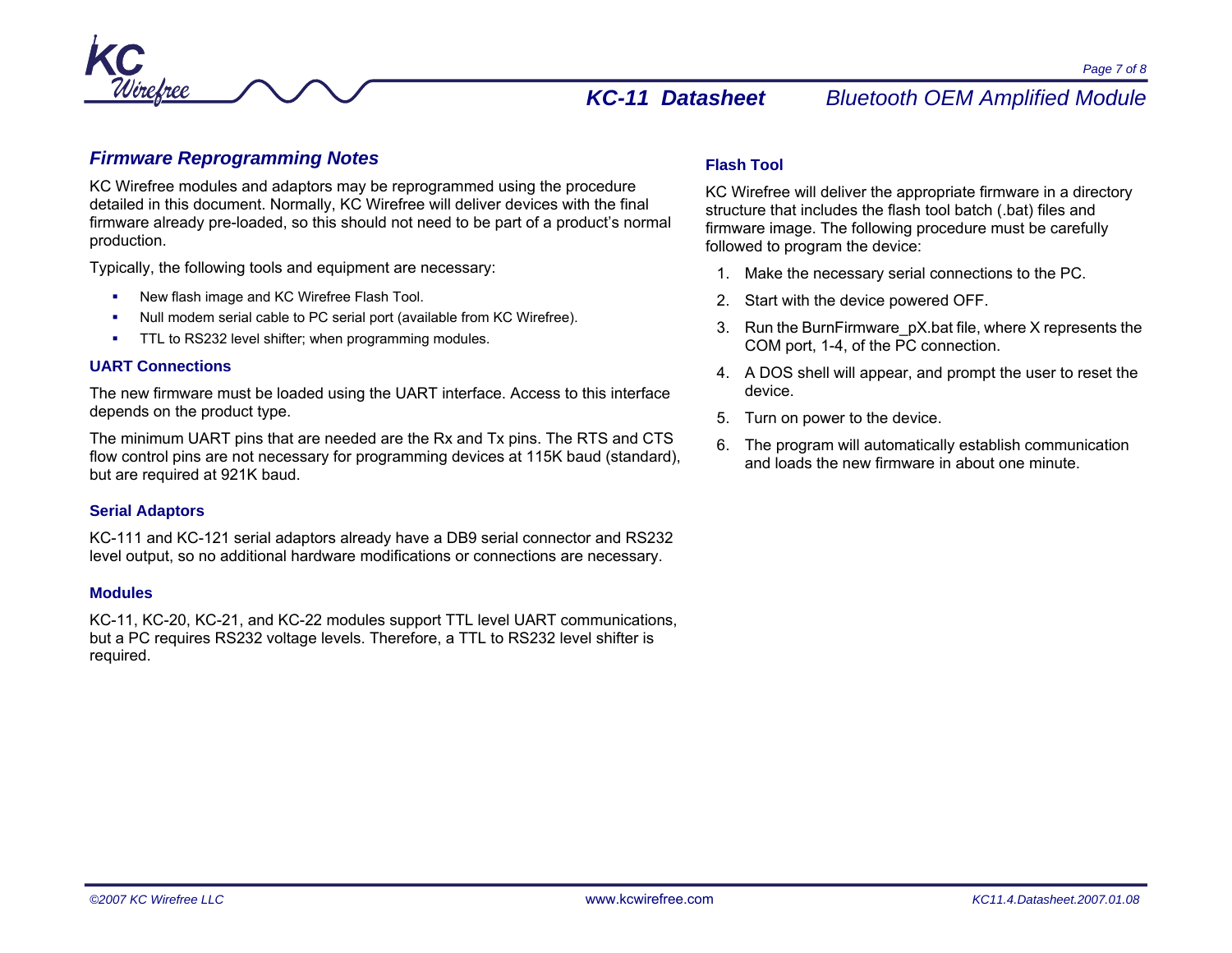## Firmware Reprogramming Notes

KC Wirefree modules and adaptors may be reprogrammed using the procedure detailed in this document. Normally, KC Wirefree will deliver devices with the final firmware already pre-loaded, so this should not need to be part of a product's normal production.

Typically, the following tools and equipment are necessary:

- New flash image and KC Wirefree Flash Tool.
- Null modem serial cable to PC serial port (available from KC Wirefree).
- TTL to RS232 level shifter; when programming modules.

### UART Connections

The new firmware must be loaded using the UART interface. Access to this interface depends on the product type.

The minimum UART pins that are needed are the Rx and Tx pins. The RTS and CTS flow control pins are not necessary for programming devices at 115K baud (standard), but are required at 921K baud.

### Serial Adaptors

KC-111 and KC-121 serial adaptors already have a DB9 serial connector and RS232 level output, so no additional hardware modifications or connections are necessary.

### Modules

KC-11, KC-20, KC-21, and KC-22 modules support TTL level UART communications, but a PC requires RS232 voltage levels. Therefore, a TTL to RS232 level shifter is required.

### Flash Tool

KC Wirefree will deliver the appropriate firmware in a directory structure that includes the flash tool batch (.bat) files and firmware image. The following procedure must be carefully followed to program the device:

1. Make the necessary serial connections to the PC.
2. Start with the device powered OFF.
3. Run the BurnFirmware_pX.bat file, where X represents the COM port, 1-4, of the PC connection.
4. A DOS shell will appear, and prompt the user to reset the device.
5. Turn on power to the device.
6. The program will automatically establish communication and loads the new firmware in about one minute.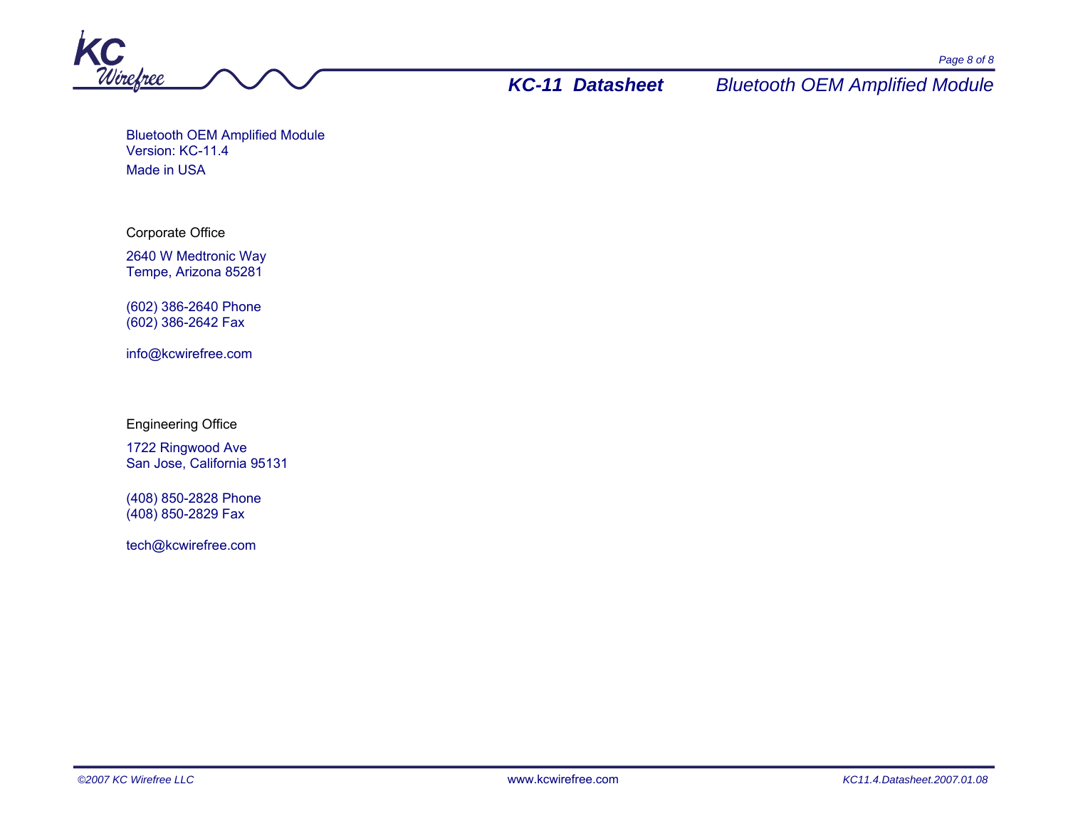Bluetooth OEM Amplified Module
Version: KC-11.4
Made in USA

Corporate Office

2640 W Medtronic Way
Tempe, Arizona 85281

(602) 386-2640 Phone
(602) 386-2642 Fax

info@kcwirefree.com

Engineering Office

1722 Ringwood Ave
San Jose, California 95131

(408) 850-2828 Phone
(408) 850-2829 Fax

tech@kcwirefree.com